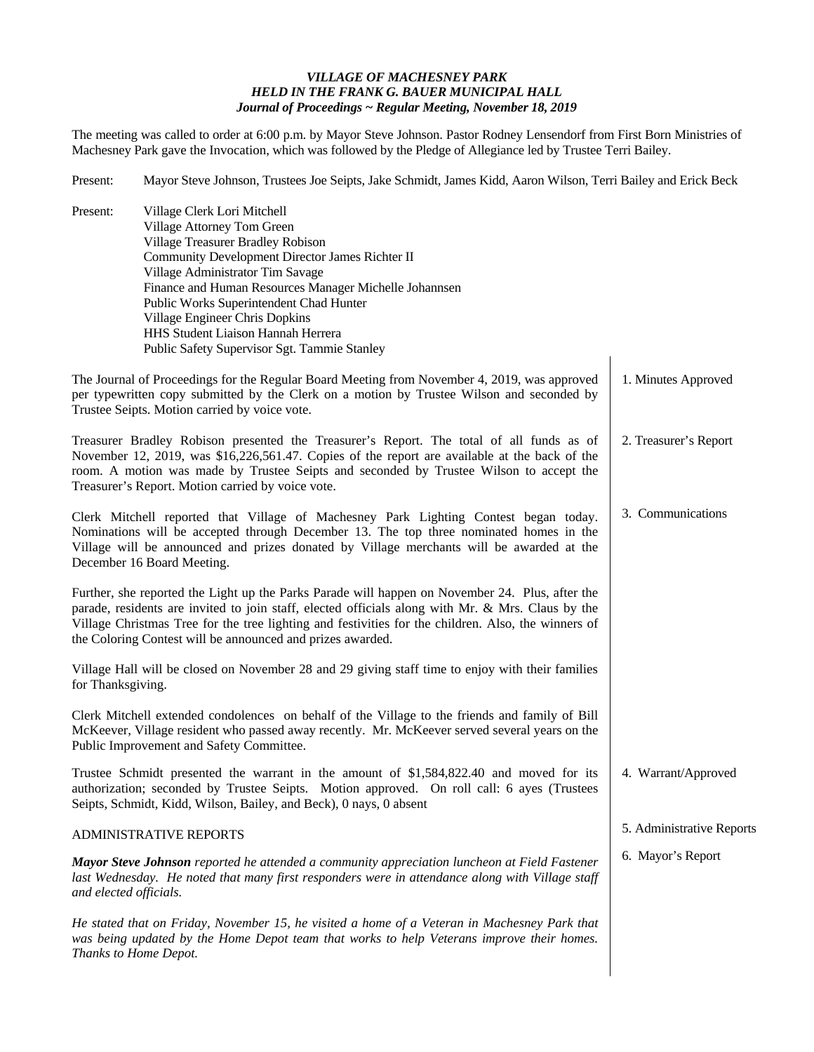***VILLAGE OF MACHESNEY PARK***
***HELD IN THE FRANK G. BAUER MUNICIPAL HALL***
***Journal of Proceedings ~ Regular Meeting, November 18, 2019***

The meeting was called to order at 6:00 p.m. by Mayor Steve Johnson. Pastor Rodney Lensendorf from First Born Ministries of Machesney Park gave the Invocation, which was followed by the Pledge of Allegiance led by Trustee Terri Bailey.

Present: Mayor Steve Johnson, Trustees Joe Seipts, Jake Schmidt, James Kidd, Aaron Wilson, Terri Bailey and Erick Beck

Present: Village Clerk Lori Mitchell
Village Attorney Tom Green
Village Treasurer Bradley Robison
Community Development Director James Richter II
Village Administrator Tim Savage
Finance and Human Resources Manager Michelle Johannsen
Public Works Superintendent Chad Hunter
Village Engineer Chris Dopkins
HHS Student Liaison Hannah Herrera
Public Safety Supervisor Sgt. Tammie Stanley

1. Minutes Approved

The Journal of Proceedings for the Regular Board Meeting from November 4, 2019, was approved per typewritten copy submitted by the Clerk on a motion by Trustee Wilson and seconded by Trustee Seipts. Motion carried by voice vote.

2. Treasurer's Report

Treasurer Bradley Robison presented the Treasurer's Report. The total of all funds as of November 12, 2019, was $16,226,561.47. Copies of the report are available at the back of the room. A motion was made by Trustee Seipts and seconded by Trustee Wilson to accept the Treasurer's Report. Motion carried by voice vote.

3. Communications

Clerk Mitchell reported that Village of Machesney Park Lighting Contest began today. Nominations will be accepted through December 13. The top three nominated homes in the Village will be announced and prizes donated by Village merchants will be awarded at the December 16 Board Meeting.

Further, she reported the Light up the Parks Parade will happen on November 24. Plus, after the parade, residents are invited to join staff, elected officials along with Mr. & Mrs. Claus by the Village Christmas Tree for the tree lighting and festivities for the children. Also, the winners of the Coloring Contest will be announced and prizes awarded.

Village Hall will be closed on November 28 and 29 giving staff time to enjoy with their families for Thanksgiving.

Clerk Mitchell extended condolences on behalf of the Village to the friends and family of Bill McKeever, Village resident who passed away recently. Mr. McKeever served several years on the Public Improvement and Safety Committee.

4. Warrant/Approved

Trustee Schmidt presented the warrant in the amount of $1,584,822.40 and moved for its authorization; seconded by Trustee Seipts. Motion approved. On roll call: 6 ayes (Trustees Seipts, Schmidt, Kidd, Wilson, Bailey, and Beck), 0 nays, 0 absent

5. Administrative Reports

ADMINISTRATIVE REPORTS

6. Mayor's Report

***Mayor Steve Johnson*** *reported he attended a community appreciation luncheon at Field Fastener last Wednesday. He noted that many first responders were in attendance along with Village staff and elected officials.*

*He stated that on Friday, November 15, he visited a home of a Veteran in Machesney Park that was being updated by the Home Depot team that works to help Veterans improve their homes. Thanks to Home Depot.*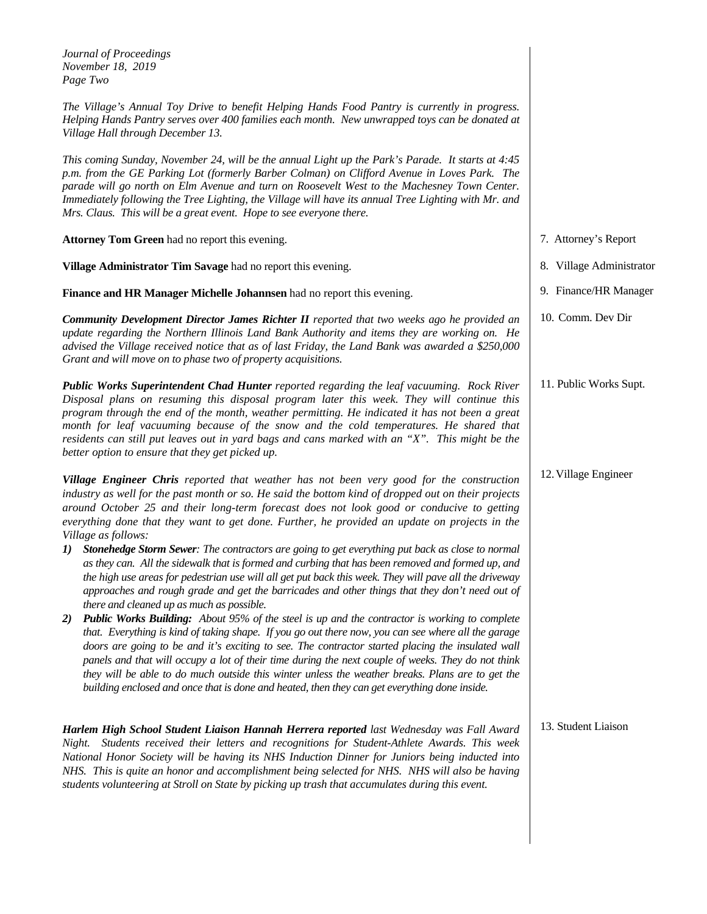*The Village's Annual Toy Drive to benefit Helping Hands Food Pantry is currently in progress. Helping Hands Pantry serves over 400 families each month. New unwrapped toys can be donated at Village Hall through December 13.*

*This coming Sunday, November 24, will be the annual Light up the Park's Parade. It starts at 4:45 p.m. from the GE Parking Lot (formerly Barber Colman) on Clifford Avenue in Loves Park. The parade will go north on Elm Avenue and turn on Roosevelt West to the Machesney Town Center. Immediately following the Tree Lighting, the Village will have its annual Tree Lighting with Mr. and Mrs. Claus. This will be a great event. Hope to see everyone there.*

7. Attorney's Report

**Attorney Tom Green** had no report this evening.

8. Village Administrator

**Village Administrator Tim Savage** had no report this evening.

9. Finance/HR Manager

**Finance and HR Manager Michelle Johannsen** had no report this evening.

10. Comm. Dev Dir

***Community Development Director James Richter II*** *reported that two weeks ago he provided an update regarding the Northern Illinois Land Bank Authority and items they are working on. He advised the Village received notice that as of last Friday, the Land Bank was awarded a $250,000 Grant and will move on to phase two of property acquisitions.*

11. Public Works Supt.

***Public Works Superintendent Chad Hunter*** *reported regarding the leaf vacuuming. Rock River Disposal plans on resuming this disposal program later this week. They will continue this program through the end of the month, weather permitting. He indicated it has not been a great month for leaf vacuuming because of the snow and the cold temperatures. He shared that residents can still put leaves out in yard bags and cans marked with an "X". This might be the better option to ensure that they get picked up.*

12. Village Engineer

***Village Engineer Chris*** *reported that weather has not been very good for the construction industry as well for the past month or so. He said the bottom kind of dropped out on their projects around October 25 and their long-term forecast does not look good or conducive to getting everything done that they want to get done. Further, he provided an update on projects in the Village as follows:*

1) ***Stonehedge Storm Sewer****: The contractors are going to get everything put back as close to normal as they can. All the sidewalk that is formed and curbing that has been removed and formed up, and the high use areas for pedestrian use will all get put back this week. They will pave all the driveway approaches and rough grade and get the barricades and other things that they don't need out of there and cleaned up as much as possible.*
2) ***Public Works Building:*** *About 95% of the steel is up and the contractor is working to complete that. Everything is kind of taking shape. If you go out there now, you can see where all the garage doors are going to be and it's exciting to see. The contractor started placing the insulated wall panels and that will occupy a lot of their time during the next couple of weeks. They do not think they will be able to do much outside this winter unless the weather breaks. Plans are to get the building enclosed and once that is done and heated, then they can get everything done inside.*

13. Student Liaison

***Harlem High School Student Liaison Hannah Herrera reported*** *last Wednesday was Fall Award Night. Students received their letters and recognitions for Student-Athlete Awards. This week National Honor Society will be having its NHS Induction Dinner for Juniors being inducted into NHS. This is quite an honor and accomplishment being selected for NHS. NHS will also be having students volunteering at Stroll on State by picking up trash that accumulates during this event.*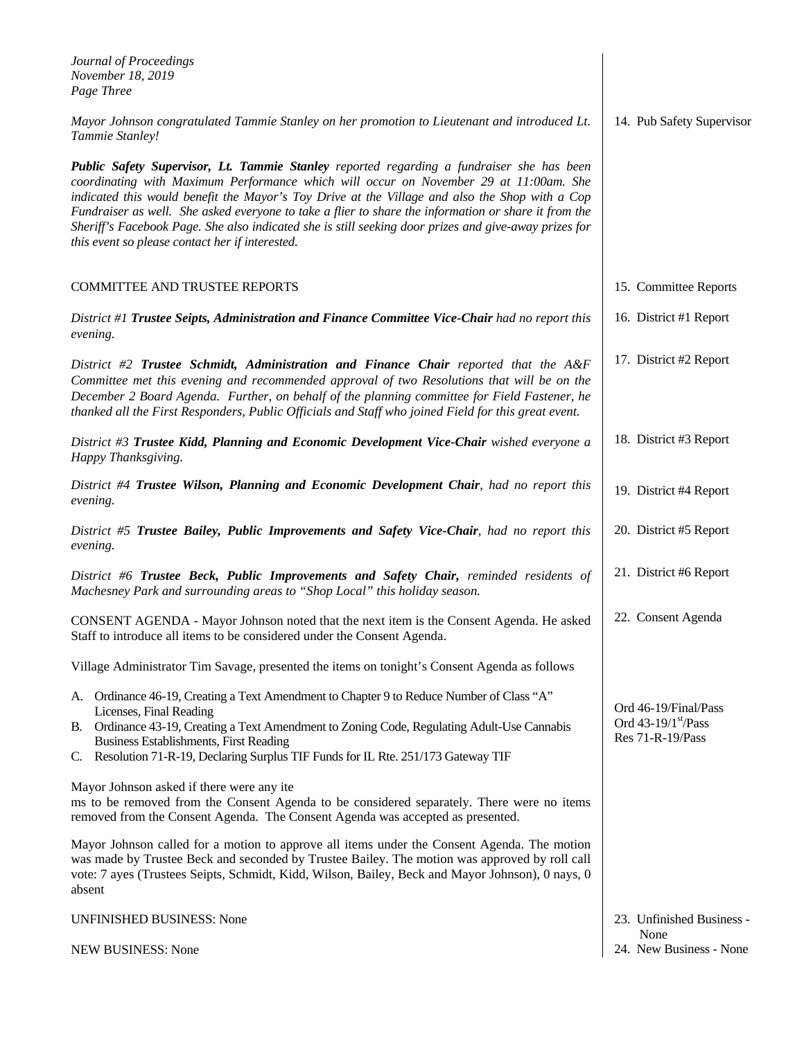Mayor Johnson congratulated Tammie Stanley on her promotion to Lieutenant and introduced Lt. Tammie Stanley!

14. Pub Safety Supervisor

***Public Safety Supervisor, Lt. Tammie Stanley*** *reported regarding a fundraiser she has been coordinating with Maximum Performance which will occur on November 29 at 11:00am. She indicated this would benefit the Mayor's Toy Drive at the Village and also the Shop with a Cop Fundraiser as well. She asked everyone to take a flier to share the information or share it from the Sheriff's Facebook Page. She also indicated she is still seeking door prizes and give-away prizes for this event so please contact her if interested.*

COMMITTEE AND TRUSTEE REPORTS

15. Committee Reports

*District #1* ***Trustee Seipts, Administration and Finance Committee Vice-Chair*** *had no report this evening.*

16. District #1 Report

*District #2* ***Trustee Schmidt, Administration and Finance Chair*** *reported that the A&F Committee met this evening and recommended approval of two Resolutions that will be on the December 2 Board Agenda. Further, on behalf of the planning committee for Field Fastener, he thanked all the First Responders, Public Officials and Staff who joined Field for this great event.*

17. District #2 Report

*District #3* ***Trustee Kidd, Planning and Economic Development Vice-Chair*** *wished everyone a Happy Thanksgiving.*

18. District #3 Report

*District #4* ***Trustee Wilson, Planning and Economic Development Chair****, had no report this evening.*

19. District #4 Report

*District #5* ***Trustee Bailey, Public Improvements and Safety Vice-Chair****, had no report this evening.*

20. District #5 Report

*District #6* ***Trustee Beck, Public Improvements and Safety Chair,*** *reminded residents of Machesney Park and surrounding areas to "Shop Local" this holiday season.*

21. District #6 Report

CONSENT AGENDA - Mayor Johnson noted that the next item is the Consent Agenda. He asked Staff to introduce all items to be considered under the Consent Agenda.

22. Consent Agenda

Village Administrator Tim Savage, presented the items on tonight's Consent Agenda as follows

A. Ordinance 46-19, Creating a Text Amendment to Chapter 9 to Reduce Number of Class "A" Licenses, Final Reading
B. Ordinance 43-19, Creating a Text Amendment to Zoning Code, Regulating Adult-Use Cannabis Business Establishments, First Reading
C. Resolution 71-R-19, Declaring Surplus TIF Funds for IL Rte. 251/173 Gateway TIF

Ord 46-19/Final/Pass
Ord 43-19/1st/Pass
Res 71-R-19/Pass

Mayor Johnson asked if there were any items to be removed from the Consent Agenda to be considered separately. There were no items removed from the Consent Agenda. The Consent Agenda was accepted as presented.

Mayor Johnson called for a motion to approve all items under the Consent Agenda. The motion was made by Trustee Beck and seconded by Trustee Bailey. The motion was approved by roll call vote: 7 ayes (Trustees Seipts, Schmidt, Kidd, Wilson, Bailey, Beck and Mayor Johnson), 0 nays, 0 absent

UNFINISHED BUSINESS: None

23. Unfinished Business - None

NEW BUSINESS: None

24. New Business - None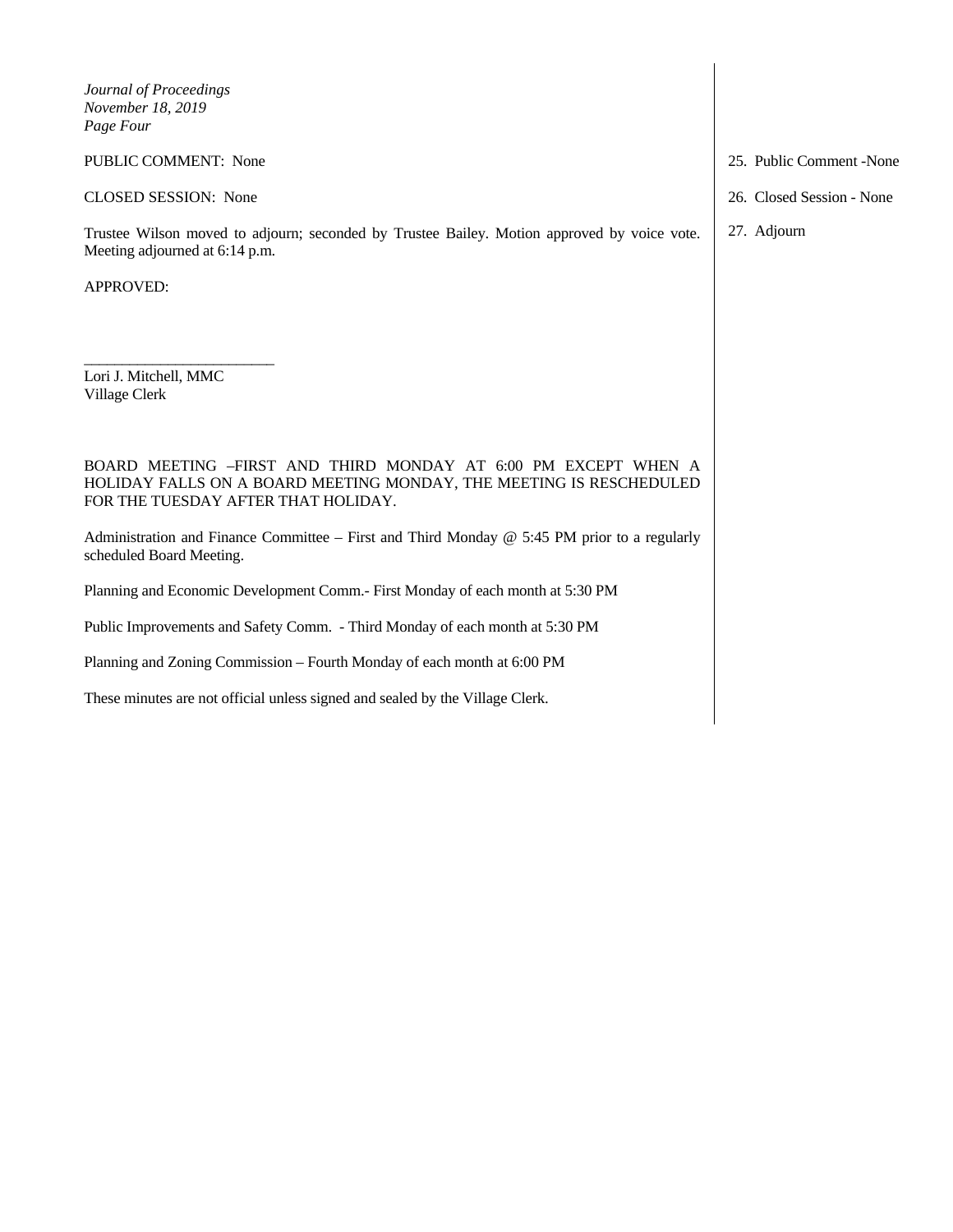PUBLIC COMMENT: None

25. Public Comment -None

CLOSED SESSION: None

26. Closed Session - None

Trustee Wilson moved to adjourn; seconded by Trustee Bailey. Motion approved by voice vote. Meeting adjourned at 6:14 p.m.

27. Adjourn

APPROVED:

\_\_\_\_\_\_\_\_\_\_\_\_\_\_\_\_\_\_\_\_\_\_\_\_\_

Lori J. Mitchell, MMC
Village Clerk

BOARD MEETING –FIRST AND THIRD MONDAY AT 6:00 PM EXCEPT WHEN A HOLIDAY FALLS ON A BOARD MEETING MONDAY, THE MEETING IS RESCHEDULED FOR THE TUESDAY AFTER THAT HOLIDAY.

Administration and Finance Committee – First and Third Monday @ 5:45 PM prior to a regularly scheduled Board Meeting.

Planning and Economic Development Comm.- First Monday of each month at 5:30 PM

Public Improvements and Safety Comm. - Third Monday of each month at 5:30 PM

Planning and Zoning Commission – Fourth Monday of each month at 6:00 PM

These minutes are not official unless signed and sealed by the Village Clerk.